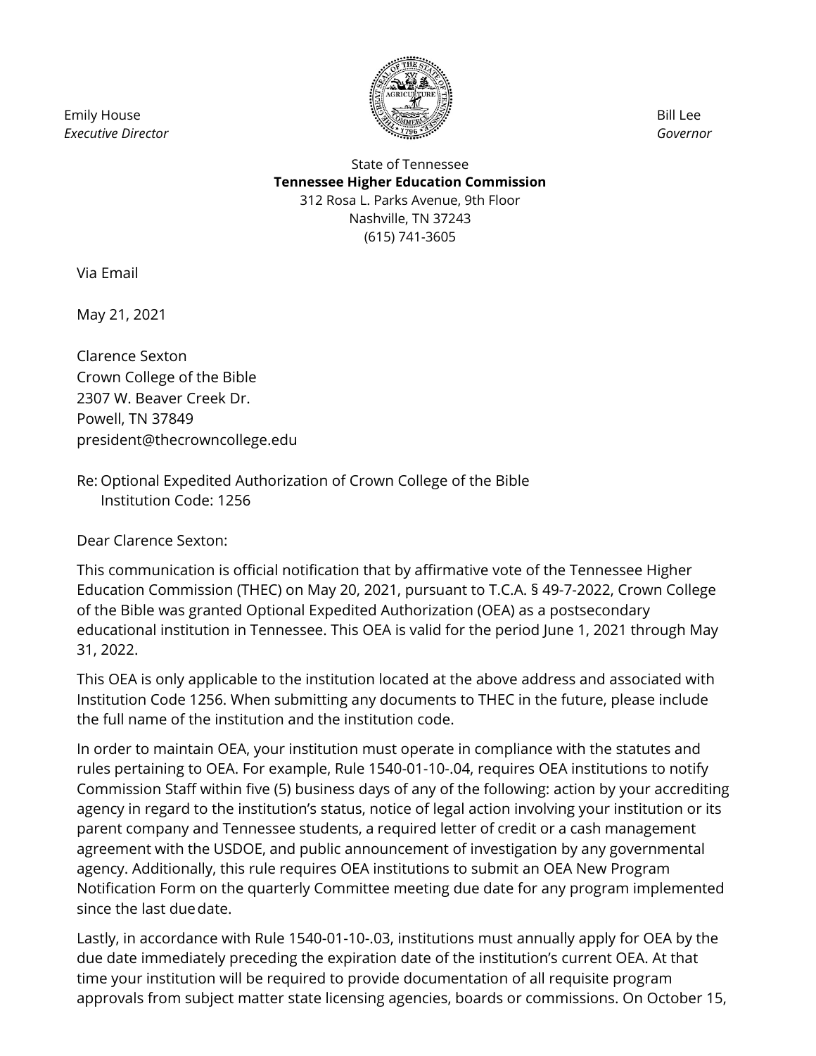Emily House
*Executive Director*

Bill Lee
*Governor*

State of Tennessee
**Tennessee Higher Education Commission**
312 Rosa L. Parks Avenue, 9th Floor
Nashville, TN 37243
(615) 741-3605

Via Email

May 21, 2021

Clarence Sexton
Crown College of the Bible
2307 W. Beaver Creek Dr.
Powell, TN 37849
president@thecrowncollege.edu

Re: Optional Expedited Authorization of Crown College of the Bible
Institution Code: 1256

Dear Clarence Sexton:

This communication is official notification that by affirmative vote of the Tennessee Higher Education Commission (THEC) on May 20, 2021, pursuant to T.C.A. § 49-7-2022, Crown College of the Bible was granted Optional Expedited Authorization (OEA) as a postsecondary educational institution in Tennessee. This OEA is valid for the period June 1, 2021 through May 31, 2022.

This OEA is only applicable to the institution located at the above address and associated with Institution Code 1256. When submitting any documents to THEC in the future, please include the full name of the institution and the institution code.

In order to maintain OEA, your institution must operate in compliance with the statutes and rules pertaining to OEA. For example, Rule 1540-01-10-.04, requires OEA institutions to notify Commission Staff within five (5) business days of any of the following: action by your accrediting agency in regard to the institution's status, notice of legal action involving your institution or its parent company and Tennessee students, a required letter of credit or a cash management agreement with the USDOE, and public announcement of investigation by any governmental agency. Additionally, this rule requires OEA institutions to submit an OEA New Program Notification Form on the quarterly Committee meeting due date for any program implemented since the last due date.

Lastly, in accordance with Rule 1540-01-10-.03, institutions must annually apply for OEA by the due date immediately preceding the expiration date of the institution's current OEA. At that time your institution will be required to provide documentation of all requisite program approvals from subject matter state licensing agencies, boards or commissions. On October 15,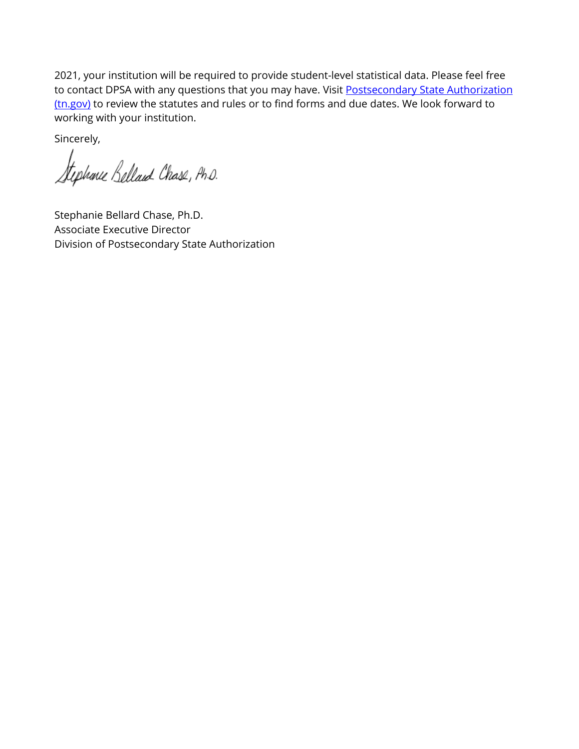2021, your institution will be required to provide student-level statistical data. Please feel free to contact DPSA with any questions that you may have. Visit [Postsecondary State Authorization (tn.gov)]() to review the statutes and rules or to find forms and due dates. We look forward to working with your institution.

Sincerely,

Stephanie Bellard Chase, Ph.D.
Associate Executive Director
Division of Postsecondary State Authorization